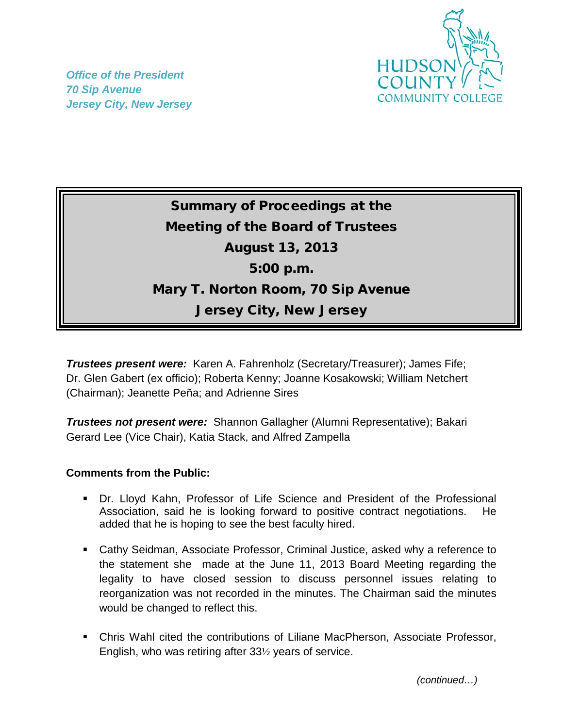*Office of the President*
*70 Sip Avenue*
*Jersey City, New Jersey*

HUDSON COUNTY COMMUNITY COLLEGE

# Summary of Proceedings at the Meeting of the Board of Trustees
## August 13, 2013
## 5:00 p.m.
## Mary T. Norton Room, 70 Sip Avenue
## Jersey City, New Jersey

***Trustees present were:*** Karen A. Fahrenholz (Secretary/Treasurer); James Fife; Dr. Glen Gabert (ex officio); Roberta Kenny; Joanne Kosakowski; William Netchert (Chairman); Jeanette Peña; and Adrienne Sires

***Trustees not present were:*** Shannon Gallagher (Alumni Representative); Bakari Gerard Lee (Vice Chair), Katia Stack, and Alfred Zampella

**Comments from the Public:**

- Dr. Lloyd Kahn, Professor of Life Science and President of the Professional Association, said he is looking forward to positive contract negotiations. He added that he is hoping to see the best faculty hired.
- Cathy Seidman, Associate Professor, Criminal Justice, asked why a reference to the statement she made at the June 11, 2013 Board Meeting regarding the legality to have closed session to discuss personnel issues relating to reorganization was not recorded in the minutes. The Chairman said the minutes would be changed to reflect this.
- Chris Wahl cited the contributions of Liliane MacPherson, Associate Professor, English, who was retiring after 33½ years of service.

*(continued…)*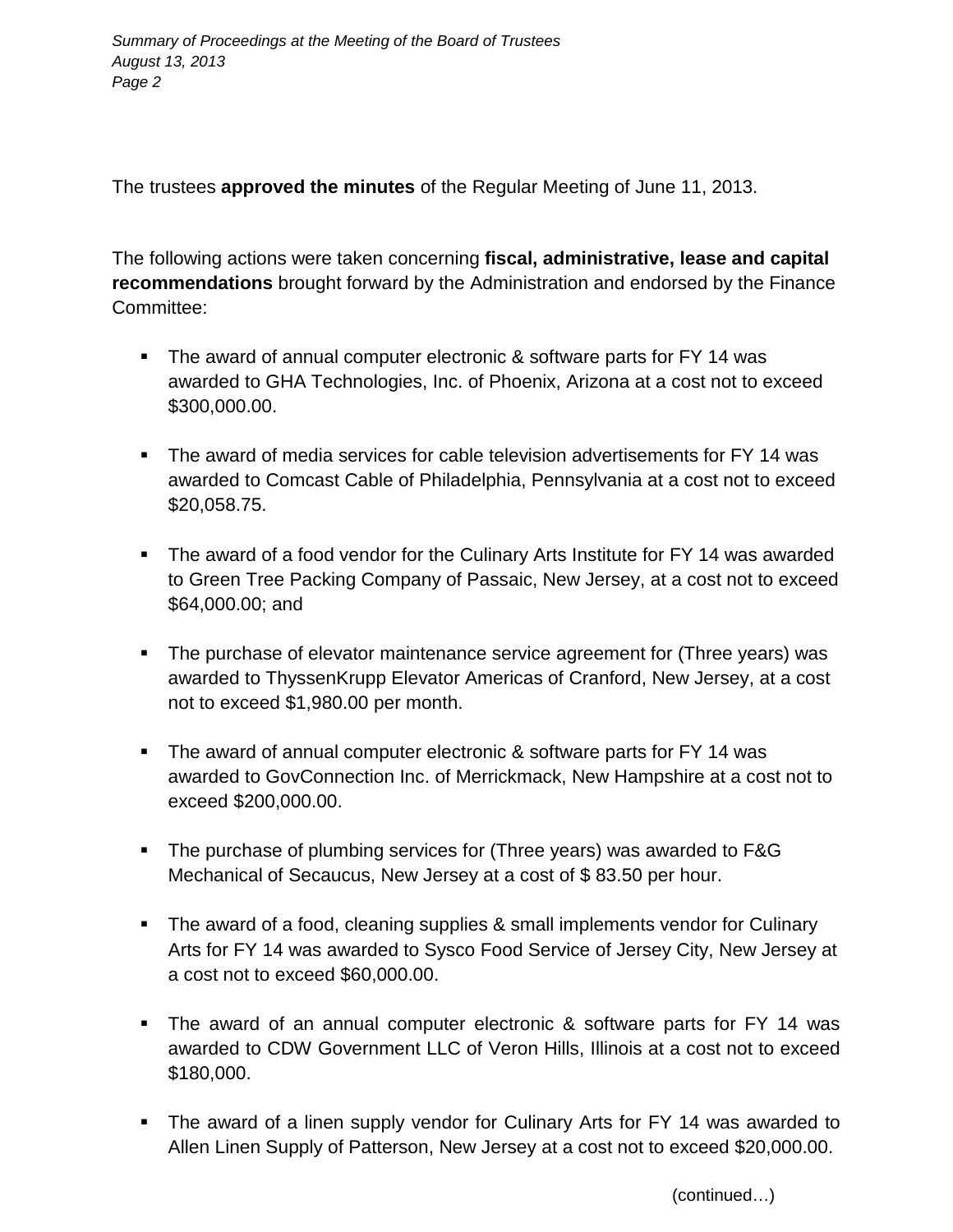The trustees **approved the minutes** of the Regular Meeting of June 11, 2013.

The following actions were taken concerning **fiscal, administrative, lease and capital recommendations** brought forward by the Administration and endorsed by the Finance Committee:

- The award of annual computer electronic & software parts for FY 14 was awarded to GHA Technologies, Inc. of Phoenix, Arizona at a cost not to exceed $300,000.00.
- The award of media services for cable television advertisements for FY 14 was awarded to Comcast Cable of Philadelphia, Pennsylvania at a cost not to exceed $20,058.75.
- The award of a food vendor for the Culinary Arts Institute for FY 14 was awarded to Green Tree Packing Company of Passaic, New Jersey, at a cost not to exceed $64,000.00; and
- The purchase of elevator maintenance service agreement for (Three years) was awarded to ThyssenKrupp Elevator Americas of Cranford, New Jersey, at a cost not to exceed $1,980.00 per month.
- The award of annual computer electronic & software parts for FY 14 was awarded to GovConnection Inc. of Merrickmack, New Hampshire at a cost not to exceed $200,000.00.
- The purchase of plumbing services for (Three years) was awarded to F&G Mechanical of Secaucus, New Jersey at a cost of $ 83.50 per hour.
- The award of a food, cleaning supplies & small implements vendor for Culinary Arts for FY 14 was awarded to Sysco Food Service of Jersey City, New Jersey at a cost not to exceed $60,000.00.
- The award of an annual computer electronic & software parts for FY 14 was awarded to CDW Government LLC of Veron Hills, Illinois at a cost not to exceed $180,000.
- The award of a linen supply vendor for Culinary Arts for FY 14 was awarded to Allen Linen Supply of Patterson, New Jersey at a cost not to exceed $20,000.00.

(continued…)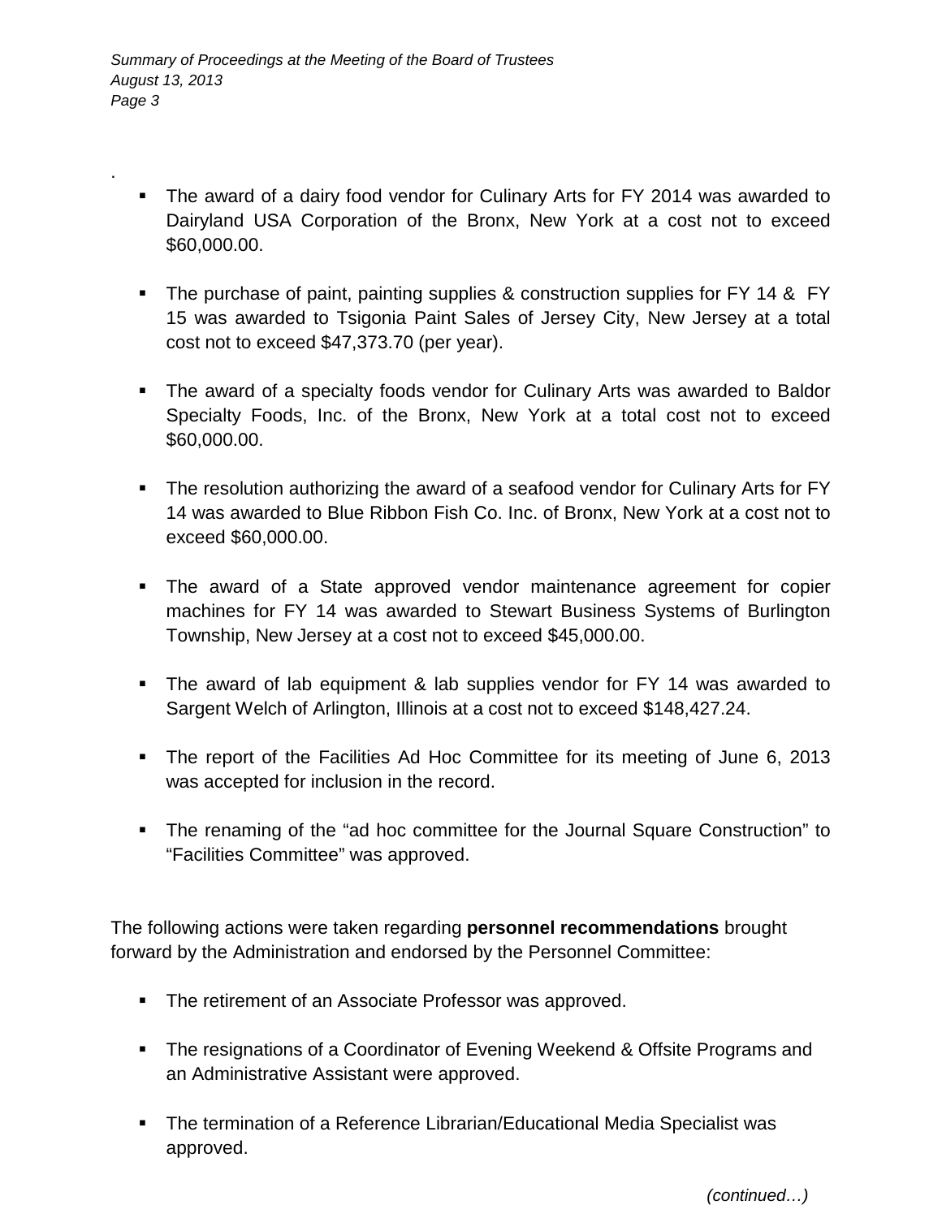- The award of a dairy food vendor for Culinary Arts for FY 2014 was awarded to Dairyland USA Corporation of the Bronx, New York at a cost not to exceed $60,000.00.

- The purchase of paint, painting supplies & construction supplies for FY 14 & FY 15 was awarded to Tsigonia Paint Sales of Jersey City, New Jersey at a total cost not to exceed $47,373.70 (per year).

- The award of a specialty foods vendor for Culinary Arts was awarded to Baldor Specialty Foods, Inc. of the Bronx, New York at a total cost not to exceed $60,000.00.

- The resolution authorizing the award of a seafood vendor for Culinary Arts for FY 14 was awarded to Blue Ribbon Fish Co. Inc. of Bronx, New York at a cost not to exceed $60,000.00.

- The award of a State approved vendor maintenance agreement for copier machines for FY 14 was awarded to Stewart Business Systems of Burlington Township, New Jersey at a cost not to exceed $45,000.00.

- The award of lab equipment & lab supplies vendor for FY 14 was awarded to Sargent Welch of Arlington, Illinois at a cost not to exceed $148,427.24.

- The report of the Facilities Ad Hoc Committee for its meeting of June 6, 2013 was accepted for inclusion in the record.

- The renaming of the "ad hoc committee for the Journal Square Construction" to "Facilities Committee" was approved.

The following actions were taken regarding **personnel recommendations** brought forward by the Administration and endorsed by the Personnel Committee:

- The retirement of an Associate Professor was approved.

- The resignations of a Coordinator of Evening Weekend & Offsite Programs and an Administrative Assistant were approved.

- The termination of a Reference Librarian/Educational Media Specialist was approved.

*(continued…)*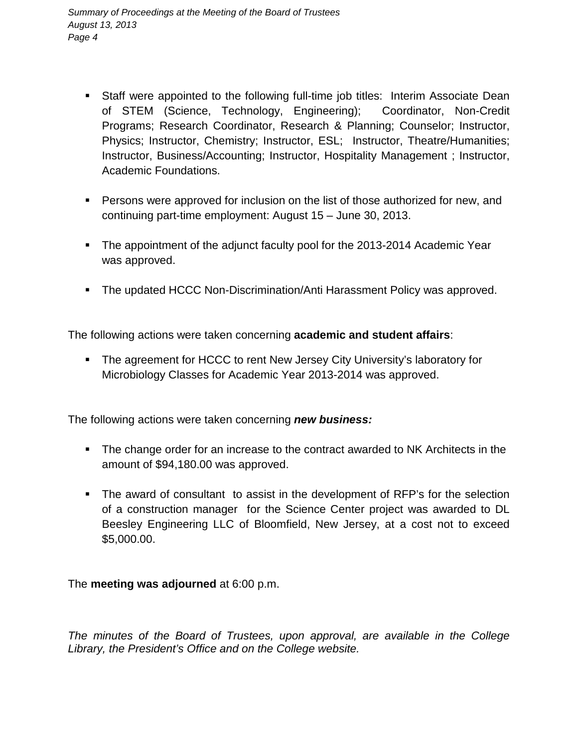- Staff were appointed to the following full-time job titles: Interim Associate Dean of STEM (Science, Technology, Engineering); Coordinator, Non-Credit Programs; Research Coordinator, Research & Planning; Counselor; Instructor, Physics; Instructor, Chemistry; Instructor, ESL; Instructor, Theatre/Humanities; Instructor, Business/Accounting; Instructor, Hospitality Management ; Instructor, Academic Foundations.

- Persons were approved for inclusion on the list of those authorized for new, and continuing part-time employment: August 15 – June 30, 2013.

- The appointment of the adjunct faculty pool for the 2013-2014 Academic Year was approved.

- The updated HCCC Non-Discrimination/Anti Harassment Policy was approved.

The following actions were taken concerning **academic and student affairs**:

- The agreement for HCCC to rent New Jersey City University's laboratory for Microbiology Classes for Academic Year 2013-2014 was approved.

The following actions were taken concerning ***new business:***

- The change order for an increase to the contract awarded to NK Architects in the amount of $94,180.00 was approved.

- The award of consultant to assist in the development of RFP's for the selection of a construction manager for the Science Center project was awarded to DL Beesley Engineering LLC of Bloomfield, New Jersey, at a cost not to exceed $5,000.00.

The **meeting was adjourned** at 6:00 p.m.

*The minutes of the Board of Trustees, upon approval, are available in the College Library, the President's Office and on the College website.*